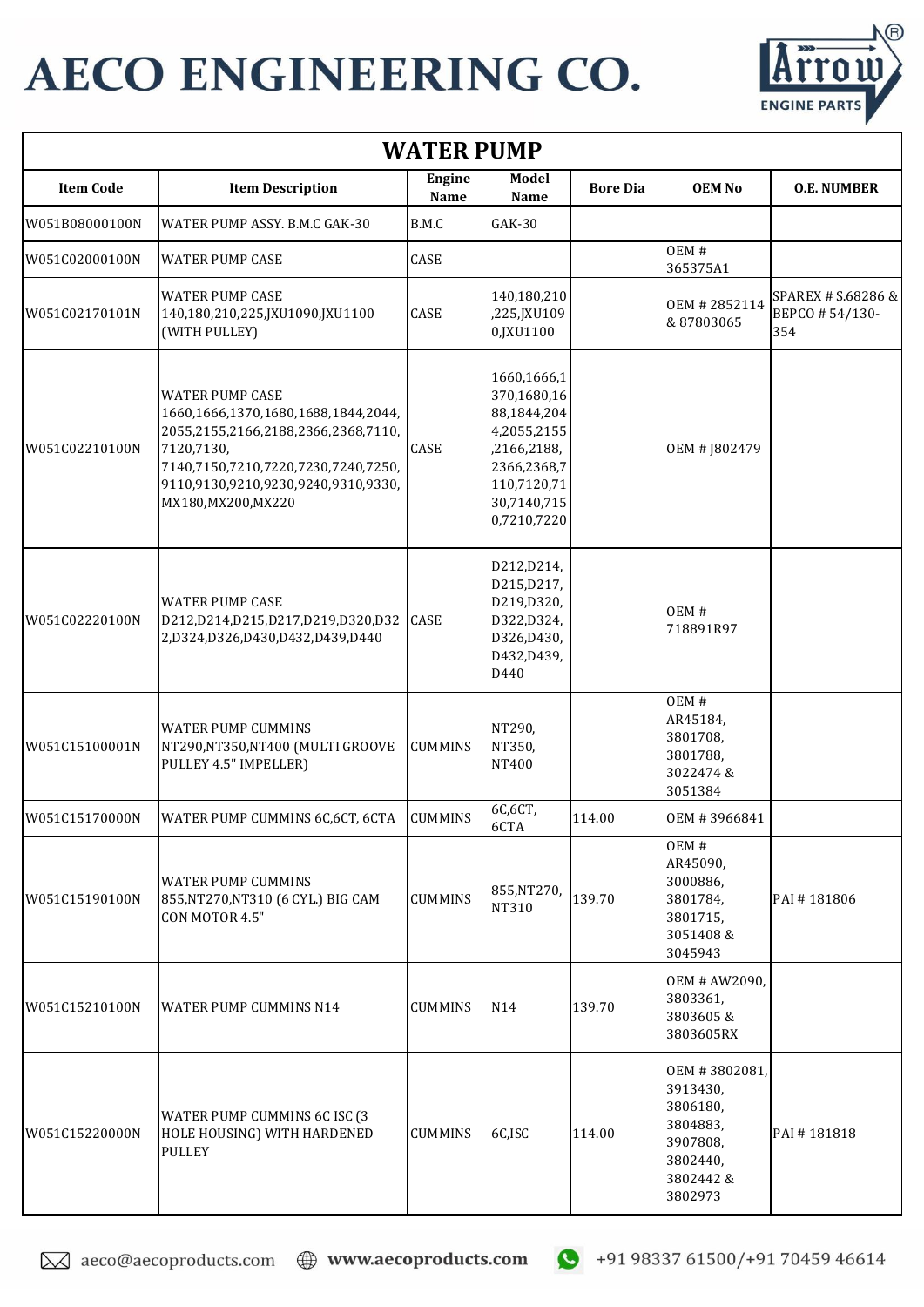# AECO ENGINEERING CO.

## WATER PUMP

| Item Code | Item Description | Engine Name | Model Name | Bore Dia | OEM No | O.E. NUMBER |
|---|---|---|---|---|---|---|
| W051B08000100N | WATER PUMP ASSY. B.M.C GAK-30 | B.M.C | GAK-30 | | | |
| W051C02000100N | WATER PUMP CASE | CASE | | | OEM # 365375A1 | |
| W051C02170101N | WATER PUMP CASE 140,180,210,225,JXU1090,JXU1100 (WITH PULLEY) | CASE | 140,180,210,225,JXU1090,JXU1100 | | OEM # 2852114 & 87803065 | SPAREX # S.68286 & BEPCO # 54/130-354 |
| W051C02210100N | WATER PUMP CASE 1660,1666,1370,1680,1688,1844,2044, 2055,2155,2166,2188,2366,2368,7110, 7120,7130, 7140,7150,7210,7220,7230,7240,7250, 9110,9130,9210,9230,9240,9310,9330, MX180,MX200,MX220 | CASE | 1660,1666,1370,1680,1688,1844,2044,2055,2155,2166,2188,2366,2368,7110,7120,7130,7140,7150,7210,7220 | | OEM # J802479 | |
| W051C02220100N | WATER PUMP CASE D212,D214,D215,D217,D219,D320,D322,D324,D326,D430,D432,D439,D440 | CASE | D212,D214,D215,D217,D219,D320,D322,D324,D326,D430,D432,D439,D440 | | OEM # 718891R97 | |
| W051C15100001N | WATER PUMP CUMMINS NT290,NT350,NT400 (MULTI GROOVE PULLEY 4.5" IMPELLER) | CUMMINS | NT290, NT350, NT400 | | OEM # AR45184, 3801708, 3801788, 3022474 & 3051384 | |
| W051C15170000N | WATER PUMP CUMMINS 6C,6CT, 6CTA | CUMMINS | 6C,6CT, 6CTA | 114.00 | OEM # 3966841 | |
| W051C15190100N | WATER PUMP CUMMINS 855,NT270,NT310 (6 CYL.) BIG CAM CON MOTOR 4.5" | CUMMINS | 855,NT270, NT310 | 139.70 | OEM # AR45090, 3000886, 3801784, 3801715, 3051408 & 3045943 | PAI # 181806 |
| W051C15210100N | WATER PUMP CUMMINS N14 | CUMMINS | N14 | 139.70 | OEM # AW2090, 3803361, 3803605 & 3803605RX | |
| W051C15220000N | WATER PUMP CUMMINS 6C ISC (3 HOLE HOUSING) WITH HARDENED PULLEY | CUMMINS | 6C,ISC | 114.00 | OEM # 3802081, 3913430, 3806180, 3804883, 3907808, 3802440, 3802442 & 3802973 | PAI # 181818 |

aeco@aecoproducts.com www.aecoproducts.com +91 98337 61500/+91 70459 46614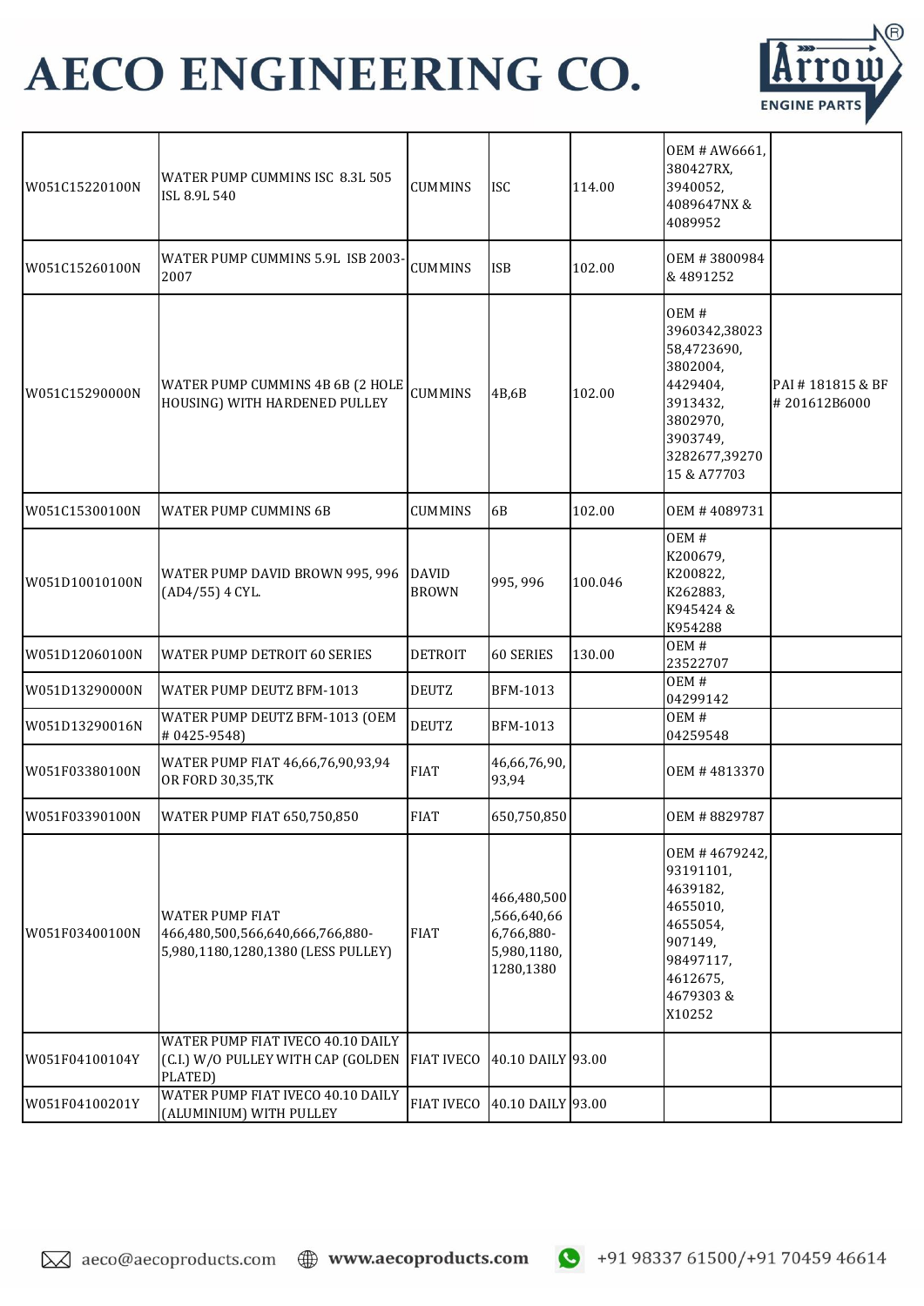# AECO ENGINEERING CO.

| | | | | | | |
|---|---|---|---|---|---|---|
| W051C15220100N | WATER PUMP CUMMINS ISC 8.3L 505 ISL 8.9L 540 | CUMMINS | ISC | 114.00 | OEM # AW6661, 380427RX, 3940052, 4089647NX & 4089952 | |
| W051C15260100N | WATER PUMP CUMMINS 5.9L ISB 2003-2007 | CUMMINS | ISB | 102.00 | OEM # 3800984 & 4891252 | |
| W051C15290000N | WATER PUMP CUMMINS 4B 6B (2 HOLE HOUSING) WITH HARDENED PULLEY | CUMMINS | 4B,6B | 102.00 | OEM # 3960342,3802358,4723690, 3802004, 4429404, 3913432, 3802970, 3903749, 3282677,3927015 & A77703 | PAI # 181815 & BF # 201612B6000 |
| W051C15300100N | WATER PUMP CUMMINS 6B | CUMMINS | 6B | 102.00 | OEM # 4089731 | |
| W051D10010100N | WATER PUMP DAVID BROWN 995, 996 (AD4/55) 4 CYL. | DAVID BROWN | 995, 996 | 100.046 | OEM # K200679, K200822, K262883, K945424 & K954288 | |
| W051D12060100N | WATER PUMP DETROIT 60 SERIES | DETROIT | 60 SERIES | 130.00 | OEM # 23522707 | |
| W051D13290000N | WATER PUMP DEUTZ BFM-1013 | DEUTZ | BFM-1013 | | OEM # 04299142 | |
| W051D13290016N | WATER PUMP DEUTZ BFM-1013 (OEM # 0425-9548) | DEUTZ | BFM-1013 | | OEM # 04259548 | |
| W051F03380100N | WATER PUMP FIAT 46,66,76,90,93,94 OR FORD 30,35,TK | FIAT | 46,66,76,90, 93,94 | | OEM # 4813370 | |
| W051F03390100N | WATER PUMP FIAT 650,750,850 | FIAT | 650,750,850 | | OEM # 8829787 | |
| W051F03400100N | WATER PUMP FIAT 466,480,500,566,640,666,766,880-5,980,1180,1280,1380 (LESS PULLEY) | FIAT | 466,480,500 ,566,640,666,766,880-5,980,1180, 1280,1380 | | OEM # 4679242, 93191101, 4639182, 4655010, 4655054, 907149, 98497117, 4612675, 4679303 & X10252 | |
| W051F04100104Y | WATER PUMP FIAT IVECO 40.10 DAILY (C.I.) W/O PULLEY WITH CAP (GOLDEN PLATED) | FIAT IVECO | 40.10 DAILY | 93.00 | | |
| W051F04100201Y | WATER PUMP FIAT IVECO 40.10 DAILY (ALUMINIUM) WITH PULLEY | FIAT IVECO | 40.10 DAILY | 93.00 | | |

aeco@aecoproducts.com www.aecoproducts.com +91 98337 61500/+91 70459 46614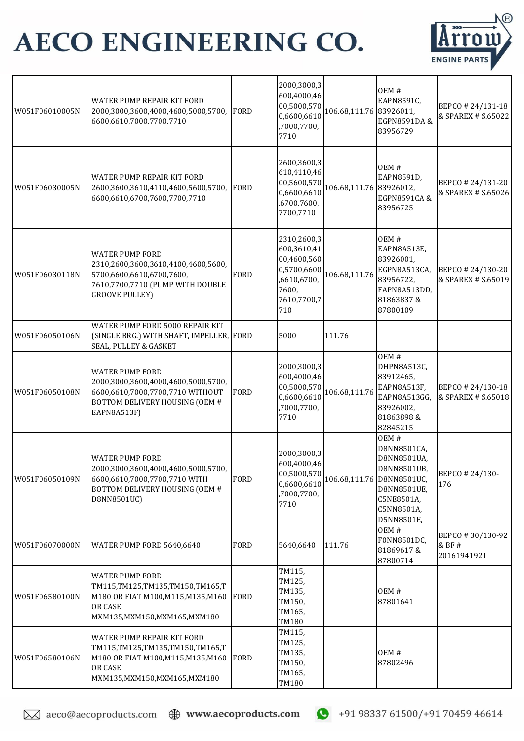# AECO ENGINEERING CO.

| | | | | | | |
|---|---|---|---|---|---|---|
| W051F06010005N | WATER PUMP REPAIR KIT FORD 2000,3000,3600,4000,4600,5000,5700, 6600,6610,7000,7700,7710 | FORD | 2000,3000,3600,4000,4600,5000,5700,6600,6610,7000,7700,7710 | 106.68,111.76 | OEM # EAPN8591C, 83926011, EGPN8591DA & 83956729 | BEPCO # 24/131-18 & SPAREX # S.65022 |
| W051F06030005N | WATER PUMP REPAIR KIT FORD 2600,3600,3610,4110,4600,5600,5700, 6600,6610,6700,7600,7700,7710 | FORD | 2600,3600,3610,4110,4600,5600,5700,6600,6610,6700,7600,7700,7710 | 106.68,111.76 | OEM # EAPN8591D, 83926012, EGPN8591CA & 83956725 | BEPCO # 24/131-20 & SPAREX # S.65026 |
| W051F06030118N | WATER PUMP FORD 2310,2600,3600,3610,4100,4600,5600, 5700,6600,6610,6700,7600, 7610,7700,7710 (PUMP WITH DOUBLE GROOVE PULLEY) | FORD | 2310,2600,3600,3610,4100,4600,5600,5700,6600,6610,6700,7600,7610,7700,7710 | 106.68,111.76 | OEM # EAPN8A513E, 83926001, EGPN8A513CA, 83956722, FAPN8A513DD, 81863837 & 87800109 | BEPCO # 24/130-20 & SPAREX # S.65019 |
| W051F06050106N | WATER PUMP FORD 5000 REPAIR KIT (SINGLE BRG.) WITH SHAFT, IMPELLER, SEAL, PULLEY & GASKET | FORD | 5000 | 111.76 | | |
| W051F06050108N | WATER PUMP FORD 2000,3000,3600,4000,4600,5000,5700, 6600,6610,7000,7700,7710 WITHOUT BOTTOM HOUSING (OEM # EAPN8A513F) | FORD | 2000,3000,3600,4000,4600,5000,5700,6600,6610,7000,7700,7710 | 106.68,111.76 | OEM # DHPN8A513C, 83912465, EAPN8A513F, EAPN8A513GG, 83926002, 81863898 & 82845215 | BEPCO # 24/130-18 & SPAREX # S.65018 |
| W051F06050109N | WATER PUMP FORD 2000,3000,3600,4000,4600,5000,5700, 6600,6610,7000,7700,7710 WITH BOTTOM DELIVERY HOUSING (OEM # D8NN8501UC) | FORD | 2000,3000,3600,4000,4600,5000,5700,6600,6610,7000,7700,7710 | 106.68,111.76 | OEM # D8NN8501CA, D8NN8501UA, D8NN8501UB, D8NN8501UC, D8NN8501UE, C5NE8501A, C5NN8501A, D5NN8501E, | BEPCO # 24/130-176 |
| W051F06070000N | WATER PUMP FORD 5640,6640 | FORD | 5640,6640 | 111.76 | OEM # F0NN8501DC, 81869617 & 87800714 | BEPCO # 30/130-92 & BF # 20161941921 |
| W051F06580100N | WATER PUMP FORD TM115,TM125,TM135,TM150,TM165,TM180 OR FIAT M100,M115,M135,M160 OR CASE MXM135,MXM150,MXM165,MXM180 | FORD | TM115, TM125, TM135, TM150, TM165, TM180 | | OEM # 87801641 | |
| W051F06580106N | WATER PUMP REPAIR KIT FORD TM115,TM125,TM135,TM150,TM165,TM180 OR FIAT M100,M115,M135,M160 OR CASE MXM135,MXM150,MXM165,MXM180 | FORD | TM115, TM125, TM135, TM150, TM165, TM180 | | OEM # 87802496 | |

aeco@aecoproducts.com www.aecoproducts.com +91 98337 61500/+91 70459 46614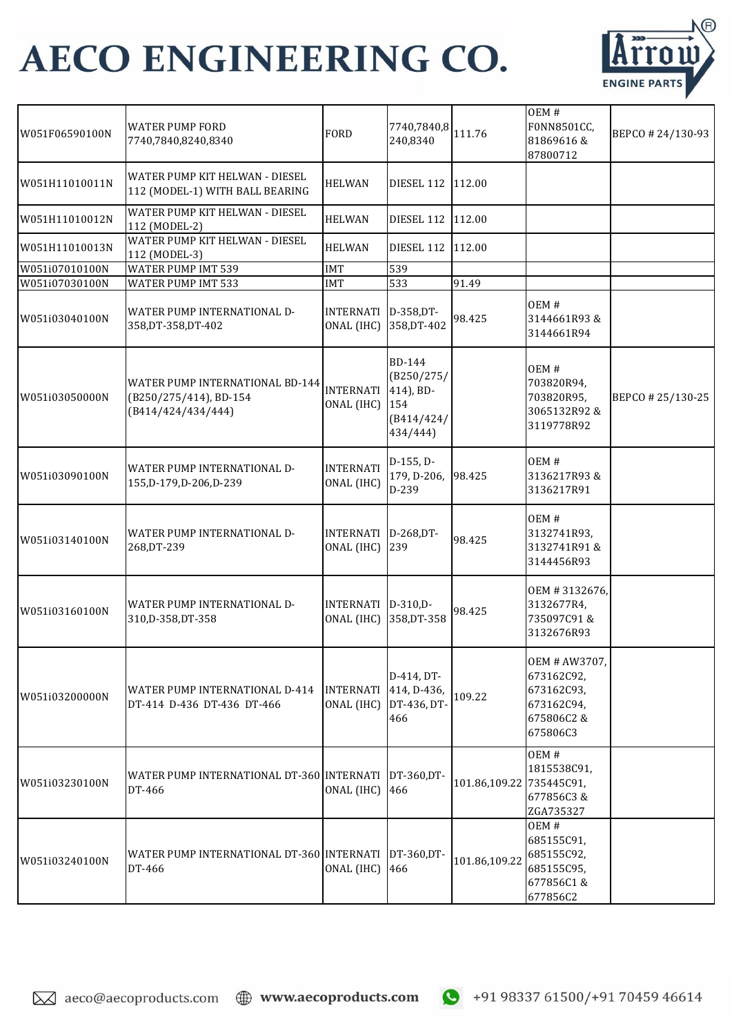# AECO ENGINEERING CO.

| | | | | | | |
|---|---|---|---|---|---|---|
| W051F06590100N | WATER PUMP FORD 7740,7840,8240,8340 | FORD | 7740,7840,8240,8340 | 111.76 | OEM # F0NN8501CC, 81869616 & 87800712 | BEPCO # 24/130-93 |
| W051H11010011N | WATER PUMP KIT HELWAN - DIESEL 112 (MODEL-1) WITH BALL BEARING | HELWAN | DIESEL 112 | 112.00 | | |
| W051H11010012N | WATER PUMP KIT HELWAN - DIESEL 112 (MODEL-2) | HELWAN | DIESEL 112 | 112.00 | | |
| W051H11010013N | WATER PUMP KIT HELWAN - DIESEL 112 (MODEL-3) | HELWAN | DIESEL 112 | 112.00 | | |
| W051i07010100N | WATER PUMP IMT 539 | IMT | 539 | | | |
| W051i07030100N | WATER PUMP IMT 533 | IMT | 533 | 91.49 | | |
| W051i03040100N | WATER PUMP INTERNATIONAL D-358,DT-358,DT-402 | INTERNATIONAL (IHC) | D-358,DT-358,DT-402 | 98.425 | OEM # 3144661R93 & 3144661R94 | |
| W051i03050000N | WATER PUMP INTERNATIONAL BD-144 (B250/275/414), BD-154 (B414/424/434/444) | INTERNATIONAL (IHC) | BD-144 (B250/275/414), BD-154 (B414/424/434/444) | | OEM # 703820R94, 703820R95, 3065132R92 & 3119778R92 | BEPCO # 25/130-25 |
| W051i03090100N | WATER PUMP INTERNATIONAL D-155,D-179,D-206,D-239 | INTERNATIONAL (IHC) | D-155, D-179, D-206, D-239 | 98.425 | OEM # 3136217R93 & 3136217R91 | |
| W051i03140100N | WATER PUMP INTERNATIONAL D-268,DT-239 | INTERNATIONAL (IHC) | D-268,DT-239 | 98.425 | OEM # 3132741R93, 3132741R91 & 3144456R93 | |
| W051i03160100N | WATER PUMP INTERNATIONAL D-310,D-358,DT-358 | INTERNATIONAL (IHC) | D-310,D-358,DT-358 | 98.425 | OEM # 3132676, 3132677R4, 735097C91 & 3132676R93 | |
| W051i03200000N | WATER PUMP INTERNATIONAL D-414 DT-414 D-436 DT-436 DT-466 | INTERNATIONAL (IHC) | D-414, DT-414, D-436, DT-436, DT-466 | 109.22 | OEM # AW3707, 673162C92, 673162C93, 673162C94, 675806C2 & 675806C3 | |
| W051i03230100N | WATER PUMP INTERNATIONAL DT-360 DT-466 | INTERNATIONAL (IHC) | DT-360,DT-466 | 101.86,109.22 | OEM # 1815538C91, 735445C91, 677856C3 & ZGA735327 | |
| W051i03240100N | WATER PUMP INTERNATIONAL DT-360 DT-466 | INTERNATIONAL (IHC) | DT-360,DT-466 | 101.86,109.22 | OEM # 685155C91, 685155C92, 685155C95, 677856C1 & 677856C2 | |

aeco@aecoproducts.com www.aecoproducts.com +91 98337 61500/+91 70459 46614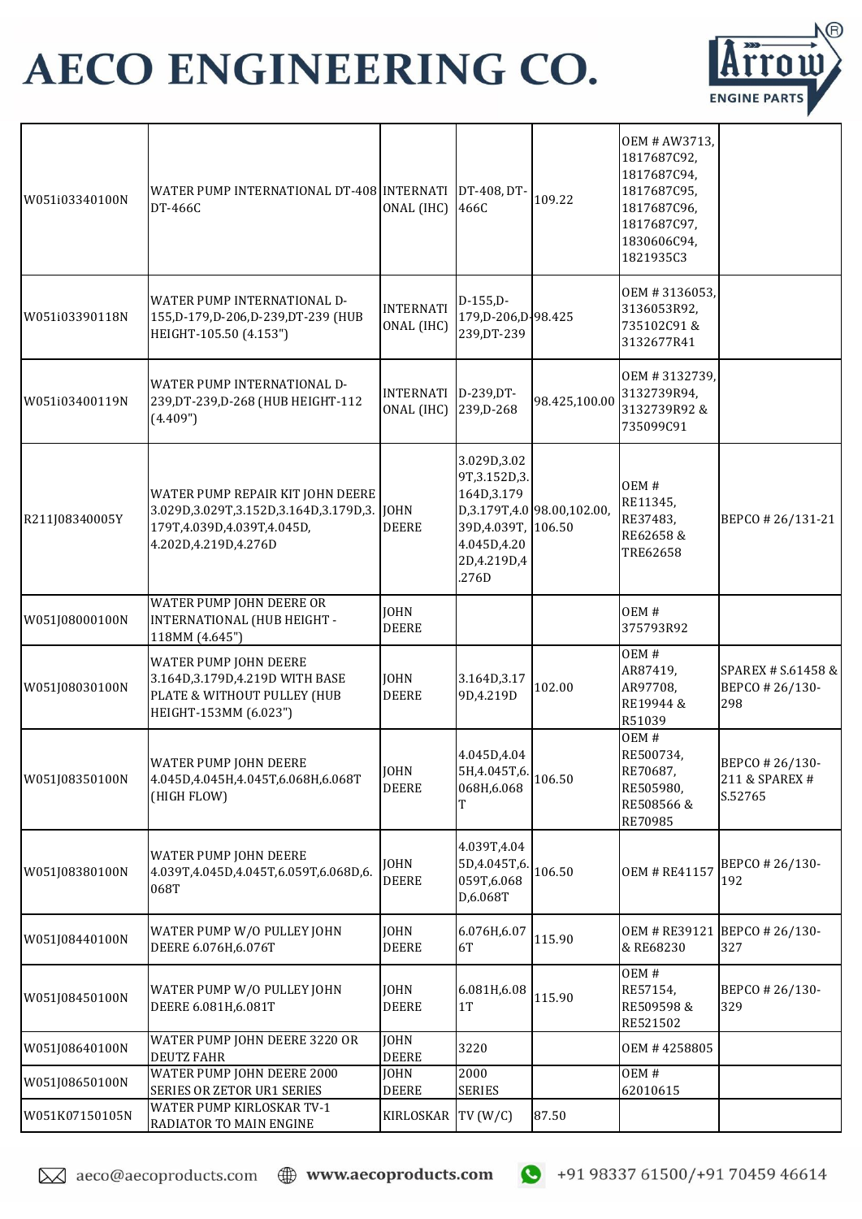# AECO ENGINEERING CO.

| | | | | | | |
|---|---|---|---|---|---|---|
| W051i03340100N | WATER PUMP INTERNATIONAL DT-408 DT-466C | INTERNATIONAL (IHC) | DT-408, DT-466C | 109.22 | OEM # AW3713, 1817687C92, 1817687C94, 1817687C95, 1817687C96, 1817687C97, 1830606C94, 1821935C3 | |
| W051i03390118N | WATER PUMP INTERNATIONAL D-155,D-179,D-206,D-239,DT-239 (HUB HEIGHT-105.50 (4.153") | INTERNATIONAL (IHC) | D-155,D-179,D-206,D-239,DT-239 | 98.425 | OEM # 3136053, 3136053R92, 735102C91 & 3132677R41 | |
| W051i03400119N | WATER PUMP INTERNATIONAL D-239,DT-239,D-268 (HUB HEIGHT-112 (4.409") | INTERNATIONAL (IHC) | D-239,DT-239,D-268 | 98.425,100.00 | OEM # 3132739, 3132739R94, 3132739R92 & 735099C91 | |
| R211J08340005Y | WATER PUMP REPAIR KIT JOHN DEERE 3.029D,3.029T,3.152D,3.164D,3.179D,3.179T,4.039D,4.039T,4.045D, 4.202D,4.219D,4.276D | JOHN DEERE | 3.029D,3.029T,3.152D,3.164D,3.179D,3.179T,4.039D,4.039T,4.045D,4.202D,4.219D,4.276D | 98.00,102.00, 106.50 | OEM # RE11345, RE37483, RE62658 & TRE62658 | BEPCO # 26/131-21 |
| W051J08000100N | WATER PUMP JOHN DEERE OR INTERNATIONAL (HUB HEIGHT - 118MM (4.645") | JOHN DEERE | | | OEM # 375793R92 | |
| W051J08030100N | WATER PUMP JOHN DEERE 3.164D,3.179D,4.219D WITH BASE PLATE & WITHOUT PULLEY (HUB HEIGHT-153MM (6.023") | JOHN DEERE | 3.164D,3.179D,4.219D | 102.00 | OEM # AR87419, AR97708, RE19944 & R51039 | SPAREX # S.61458 & BEPCO # 26/130-298 |
| W051J08350100N | WATER PUMP JOHN DEERE 4.045D,4.045H,4.045T,6.068H,6.068T (HIGH FLOW) | JOHN DEERE | 4.045D,4.045H,4.045T,6.068H,6.068T | 106.50 | OEM # RE500734, RE70687, RE505980, RE508566 & RE70985 | BEPCO # 26/130-211 & SPAREX # S.52765 |
| W051J08380100N | WATER PUMP JOHN DEERE 4.039T,4.045D,4.045T,6.059T,6.068D,6.068T | JOHN DEERE | 4.039T,4.045D,4.045T,6.059T,6.068D,6.068T | 106.50 | OEM # RE41157 | BEPCO # 26/130-192 |
| W051J08440100N | WATER PUMP W/O PULLEY JOHN DEERE 6.076H,6.076T | JOHN DEERE | 6.076H,6.076T | 115.90 | OEM # RE39121 & RE68230 | BEPCO # 26/130-327 |
| W051J08450100N | WATER PUMP W/O PULLEY JOHN DEERE 6.081H,6.081T | JOHN DEERE | 6.081H,6.081T | 115.90 | OEM # RE57154, RE509598 & RE521502 | BEPCO # 26/130-329 |
| W051J08640100N | WATER PUMP JOHN DEERE 3220 OR DEUTZ FAHR | JOHN DEERE | 3220 | | OEM # 4258805 | |
| W051J08650100N | WATER PUMP JOHN DEERE 2000 SERIES OR ZETOR UR1 SERIES | JOHN DEERE | 2000 SERIES | | OEM # 62010615 | |
| W051K07150105N | WATER PUMP KIRLOSKAR TV-1 RADIATOR TO MAIN ENGINE | KIRLOSKAR | TV (W/C) | 87.50 | | |

aeco@aecoproducts.com www.aecoproducts.com +91 98337 61500/+91 70459 46614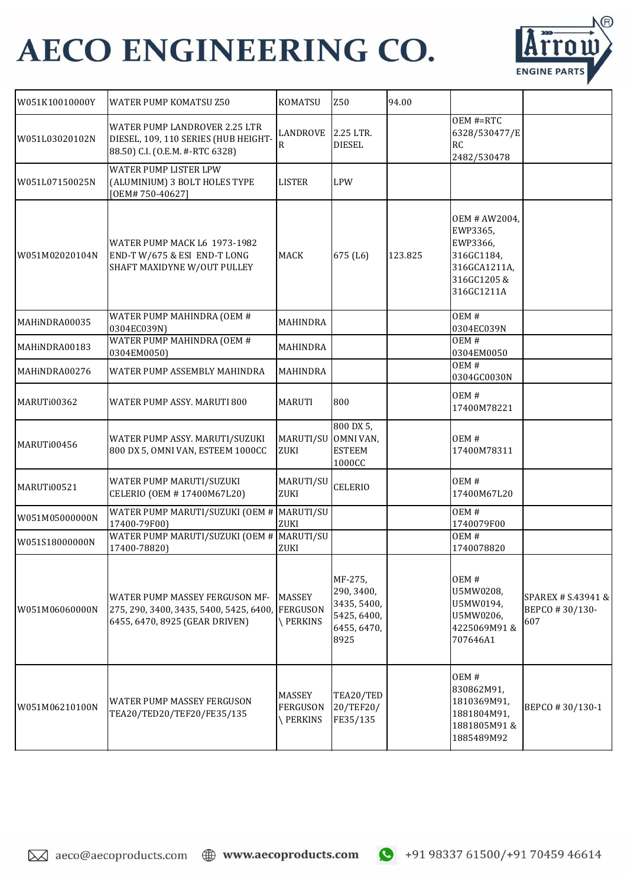# AECO ENGINEERING CO.

| | | | | | | |
|---|---|---|---|---|---|---|
| W051K10010000Y | WATER PUMP KOMATSU Z50 | KOMATSU | Z50 | 94.00 | | |
| W051L03020102N | WATER PUMP LANDROVER 2.25 LTR DIESEL, 109, 110 SERIES (HUB HEIGHT-88.50) C.I. (O.E.M. #-RTC 6328) | LANDROVER | 2.25 LTR. DIESEL | | OEM #=RTC 6328/530477/ERC 2482/530478 | |
| W051L07150025N | WATER PUMP LISTER LPW (ALUMINIUM) 3 BOLT HOLES TYPE [OEM# 750-40627] | LISTER | LPW | | | |
| W051M02020104N | WATER PUMP MACK L6 1973-1982 END-T W/675 & ESI END-T LONG SHAFT MAXIDYNE W/OUT PULLEY | MACK | 675 (L6) | 123.825 | OEM # AW2004, EWP3365, EWP3366, 316GC1184, 316GCA1211A, 316GC1205 & 316GC1211A | |
| MAHiNDRA00035 | WATER PUMP MAHINDRA (OEM # 0304EC039N) | MAHINDRA | | | OEM # 0304EC039N | |
| MAHiNDRA00183 | WATER PUMP MAHINDRA (OEM # 0304EM0050) | MAHINDRA | | | OEM # 0304EM0050 | |
| MAHiNDRA00276 | WATER PUMP ASSEMBLY MAHINDRA | MAHINDRA | | | OEM # 0304GC0030N | |
| MARUTi00362 | WATER PUMP ASSY. MARUTI 800 | MARUTI | 800 | | OEM # 17400M78221 | |
| MARUTi00456 | WATER PUMP ASSY. MARUTI/SUZUKI 800 DX 5, OMNI VAN, ESTEEM 1000CC | MARUTI/SUZUKI | 800 DX 5, OMNI VAN, ESTEEM 1000CC | | OEM # 17400M78311 | |
| MARUTi00521 | WATER PUMP MARUTI/SUZUKI CELERIO (OEM # 17400M67L20) | MARUTI/SUZUKI | CELERIO | | OEM # 17400M67L20 | |
| W051M05000000N | WATER PUMP MARUTI/SUZUKI (OEM # 17400-79F00) | MARUTI/SUZUKI | | | OEM # 1740079F00 | |
| W051S18000000N | WATER PUMP MARUTI/SUZUKI (OEM # 17400-78820) | MARUTI/SUZUKI | | | OEM # 1740078820 | |
| W051M06060000N | WATER PUMP MASSEY FERGUSON MF-275, 290, 3400, 3435, 5400, 5425, 6400, 6455, 6470, 8925 (GEAR DRIVEN) | MASSEY FERGUSON \ PERKINS | MF-275, 290, 3400, 3435, 5400, 5425, 6400, 6455, 6470, 8925 | | OEM # U5MW0208, U5MW0194, U5MW0206, 4225069M91 & 707646A1 | SPAREX # S.43941 & BEPCO # 30/130-607 |
| W051M06210100N | WATER PUMP MASSEY FERGUSON TEA20/TED20/TEF20/FE35/135 | MASSEY FERGUSON \ PERKINS | TEA20/TED 20/TEF20/ FE35/135 | | OEM # 830862M91, 1810369M91, 1881804M91, 1881805M91 & 1885489M92 | BEPCO # 30/130-1 |

aeco@aecoproducts.com www.aecoproducts.com +91 98337 61500/+91 70459 46614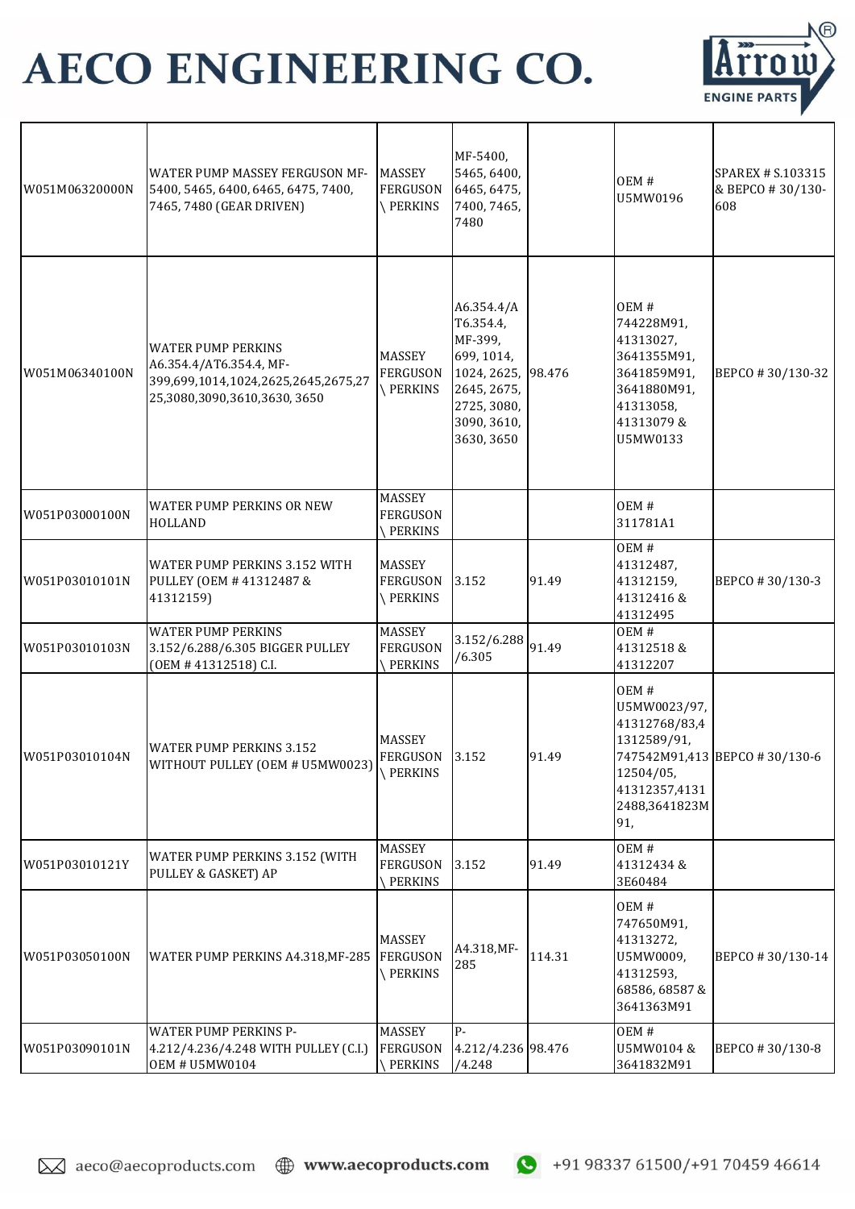# AECO ENGINEERING CO.

| | | | | | | |
|---|---|---|---|---|---|---|
| W051M06320000N | WATER PUMP MASSEY FERGUSON MF-5400, 5465, 6400, 6465, 6475, 7400, 7465, 7480 (GEAR DRIVEN) | MASSEY FERGUSON \ PERKINS | MF-5400, 5465, 6400, 6465, 6475, 7400, 7465, 7480 | | OEM # U5MW0196 | SPAREX # S.103315 & BEPCO # 30/130-608 |
| W051M06340100N | WATER PUMP PERKINS A6.354.4/AT6.354.4, MF-399,699,1014,1024,2625,2645,2675,2725,3080,3090,3610,3630, 3650 | MASSEY FERGUSON \ PERKINS | A6.354.4/AT6.354.4, MF-399, 699, 1014, 1024, 2625, 2645, 2675, 2725, 3080, 3090, 3610, 3630, 3650 | 98.476 | OEM # 744228M91, 41313027, 3641355M91, 3641859M91, 3641880M91, 41313058, 41313079 & U5MW0133 | BEPCO # 30/130-32 |
| W051P03000100N | WATER PUMP PERKINS OR NEW HOLLAND | MASSEY FERGUSON \ PERKINS | | | OEM # 311781A1 | |
| W051P03010101N | WATER PUMP PERKINS 3.152 WITH PULLEY (OEM # 41312487 & 41312159) | MASSEY FERGUSON \ PERKINS | 3.152 | 91.49 | OEM # 41312487, 41312159, 41312416 & 41312495 | BEPCO # 30/130-3 |
| W051P03010103N | WATER PUMP PERKINS 3.152/6.288/6.305 BIGGER PULLEY (OEM # 41312518) C.I. | MASSEY FERGUSON \ PERKINS | 3.152/6.288/6.305 | 91.49 | OEM # 41312518 & 41312207 | |
| W051P03010104N | WATER PUMP PERKINS 3.152 WITHOUT PULLEY (OEM # U5MW0023) | MASSEY FERGUSON \ PERKINS | 3.152 | 91.49 | OEM # U5MW0023/97, 41312768/83,41312589/91, 747542M91,41312504/05, 41312357,41312488,3641823M91, | BEPCO # 30/130-6 |
| W051P03010121Y | WATER PUMP PERKINS 3.152 (WITH PULLEY & GASKET) AP | MASSEY FERGUSON \ PERKINS | 3.152 | 91.49 | OEM # 41312434 & 3E60484 | |
| W051P03050100N | WATER PUMP PERKINS A4.318,MF-285 | MASSEY FERGUSON \ PERKINS | A4.318,MF-285 | 114.31 | OEM # 747650M91, 41313272, U5MW0009, 41312593, 68586, 68587 & 3641363M91 | BEPCO # 30/130-14 |
| W051P03090101N | WATER PUMP PERKINS P-4.212/4.236/4.248 WITH PULLEY (C.I.) OEM # U5MW0104 | MASSEY FERGUSON \ PERKINS | P-4.212/4.236/4.248 | 98.476 | OEM # U5MW0104 & 3641832M91 | BEPCO # 30/130-8 |

aeco@aecoproducts.com  www.aecoproducts.com  +91 98337 61500/+91 70459 46614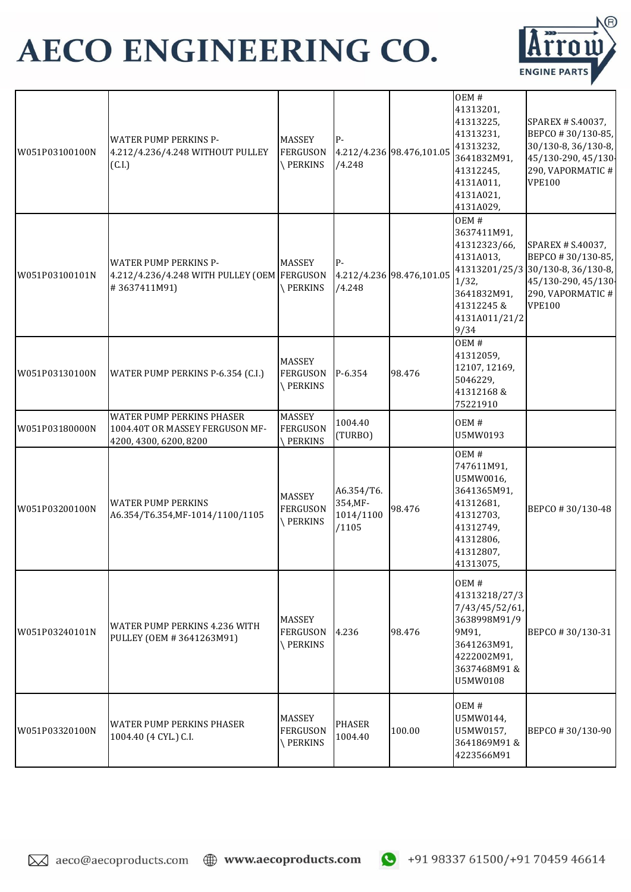# AECO ENGINEERING CO.

| | | | | | | |
|---|---|---|---|---|---|---|
| W051P03100100N | WATER PUMP PERKINS P-4.212/4.236/4.248 WITHOUT PULLEY (C.I.) | MASSEY FERGUSON \ PERKINS | P-4.212/4.236/4.248 | 98.476,101.05 | OEM # 41313201, 41313225, 41313231, 41313232, 3641832M91, 41312245, 4131A011, 4131A021, 4131A029, | SPAREX # S.40037, BEPCO # 30/130-85, 30/130-8, 36/130-8, 45/130-290, 45/130-290, VAPORMATIC # VPE100 |
| W051P03100101N | WATER PUMP PERKINS P-4.212/4.236/4.248 WITH PULLEY (OEM # 3637411M91) | MASSEY FERGUSON \ PERKINS | P-4.212/4.236/4.248 | 98.476,101.05 | OEM # 3637411M91, 41312323/66, 4131A013, 41313201/25/31/32, 3641832M91, 41312245 & 4131A011/21/29/34 | SPAREX # S.40037, BEPCO # 30/130-85, 30/130-8, 36/130-8, 45/130-290, 45/130-290, VAPORMATIC # VPE100 |
| W051P03130100N | WATER PUMP PERKINS P-6.354 (C.I.) | MASSEY FERGUSON \ PERKINS | P-6.354 | 98.476 | OEM # 41312059, 12107, 12169, 5046229, 41312168 & 75221910 | |
| W051P03180000N | WATER PUMP PERKINS PHASER 1004.40T OR MASSEY FERGUSON MF-4200, 4300, 6200, 8200 | MASSEY FERGUSON \ PERKINS | 1004.40 (TURBO) | | OEM # U5MW0193 | |
| W051P03200100N | WATER PUMP PERKINS A6.354/T6.354,MF-1014/1100/1105 | MASSEY FERGUSON \ PERKINS | A6.354/T6.354,MF-1014/1100/1105 | 98.476 | OEM # 747611M91, U5MW0016, 3641365M91, 41312681, 41312703, 41312749, 41312806, 41312807, 41313075, | BEPCO # 30/130-48 |
| W051P03240101N | WATER PUMP PERKINS 4.236 WITH PULLEY (OEM # 3641263M91) | MASSEY FERGUSON \ PERKINS | 4.236 | 98.476 | OEM # 41313218/27/37/43/45/52/61, 3638998M91/99M91, 3641263M91, 4222002M91, 3637468M91 & U5MW0108 | BEPCO # 30/130-31 |
| W051P03320100N | WATER PUMP PERKINS PHASER 1004.40 (4 CYL.) C.I. | MASSEY FERGUSON \ PERKINS | PHASER 1004.40 | 100.00 | OEM # U5MW0144, U5MW0157, 3641869M91 & 4223566M91 | BEPCO # 30/130-90 |

aeco@aecoproducts.com | www.aecoproducts.com | +91 98337 61500/+91 70459 46614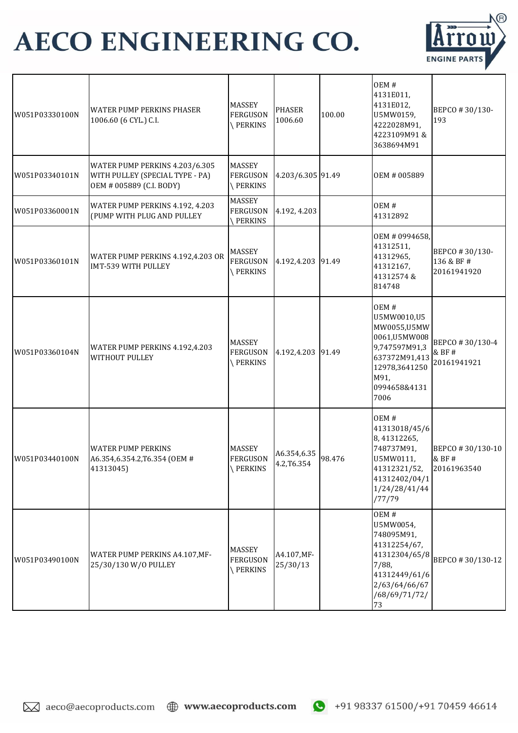# AECO ENGINEERING CO.

| | | | | | | |
|---|---|---|---|---|---|---|
| W051P03330100N | WATER PUMP PERKINS PHASER 1006.60 (6 CYL.) C.I. | MASSEY FERGUSON \ PERKINS | PHASER 1006.60 | 100.00 | OEM # 4131E011, 4131E012, U5MW0159, 4222028M91, 4223109M91 & 3638694M91 | BEPCO # 30/130-193 |
| W051P03340101N | WATER PUMP PERKINS 4.203/6.305 WITH PULLEY (SPECIAL TYPE - PA) OEM # 005889 (C.I. BODY) | MASSEY FERGUSON \ PERKINS | 4.203/6.305 | 91.49 | OEM # 005889 | |
| W051P03360001N | WATER PUMP PERKINS 4.192, 4.203 (PUMP WITH PLUG AND PULLEY | MASSEY FERGUSON \ PERKINS | 4.192, 4.203 | | OEM # 41312892 | |
| W051P03360101N | WATER PUMP PERKINS 4.192,4.203 OR IMT-539 WITH PULLEY | MASSEY FERGUSON \ PERKINS | 4.192,4.203 | 91.49 | OEM # 0994658, 41312511, 41312965, 41312167, 41312574 & 814748 | BEPCO # 30/130-136 & BF # 20161941920 |
| W051P03360104N | WATER PUMP PERKINS 4.192,4.203 WITHOUT PULLEY | MASSEY FERGUSON \ PERKINS | 4.192,4.203 | 91.49 | OEM # U5MW0010,U5MW0055,U5MW0061,U5MW0089,747597M91,3637372M91,41312978,3641250M91, 0994658&41317006 | BEPCO # 30/130-4 & BF # 20161941921 |
| W051P03440100N | WATER PUMP PERKINS A6.354,6.354.2,T6.354 (OEM # 41313045) | MASSEY FERGUSON \ PERKINS | A6.354,6.354.2,T6.354 | 98.476 | OEM # 41313018/45/68, 41312265, 748737M91, U5MW0111, 41312321/52, 41312402/04/11/24/28/41/44/77/79 | BEPCO # 30/130-10 & BF # 20161963540 |
| W051P03490100N | WATER PUMP PERKINS A4.107,MF-25/30/130 W/O PULLEY | MASSEY FERGUSON \ PERKINS | A4.107,MF-25/30/13 | | OEM # U5MW0054, 748095M91, 41312254/67, 41312304/65/87/88, 41312449/61/62/63/64/66/67/68/69/71/72/73 | BEPCO # 30/130-12 |

aeco@aecoproducts.com www.aecoproducts.com +91 98337 61500/+91 70459 46614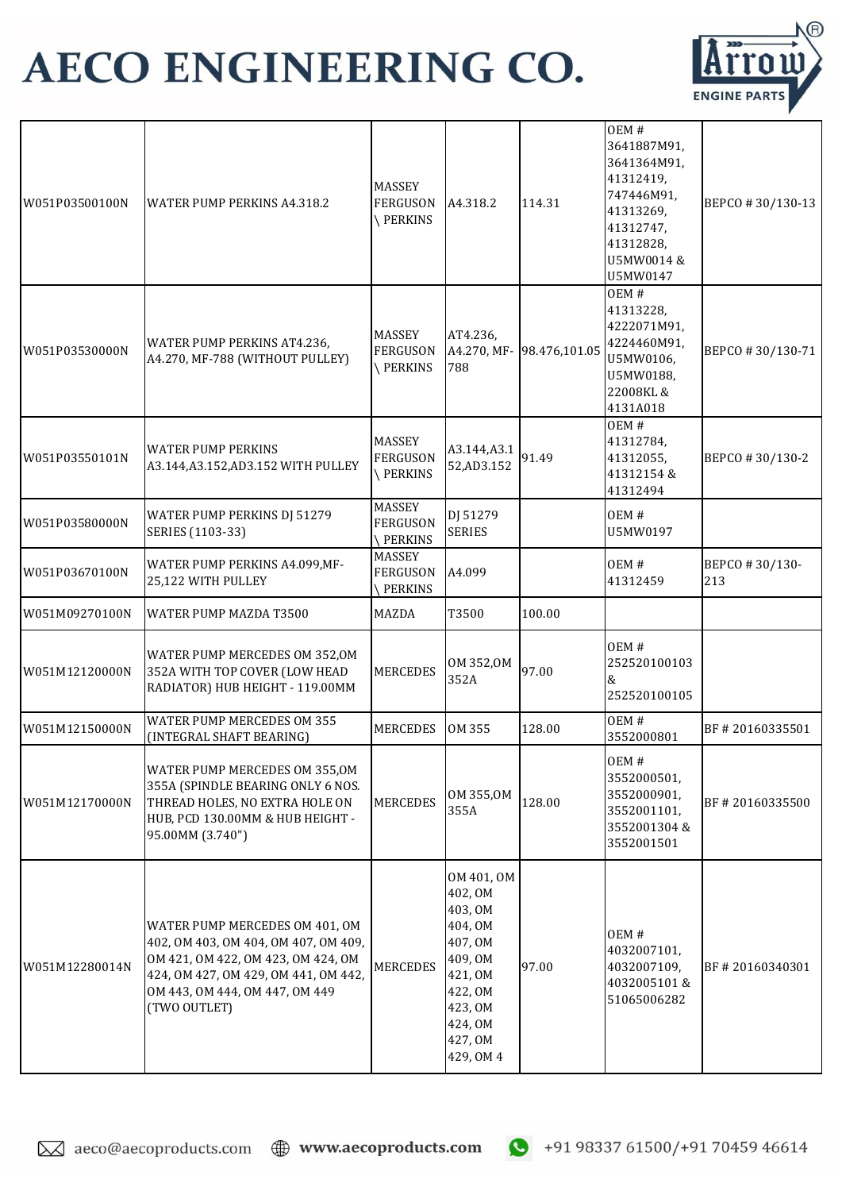# AECO ENGINEERING CO.

| | | | | | | |
|---|---|---|---|---|---|---|
| W051P03500100N | WATER PUMP PERKINS A4.318.2 | MASSEY FERGUSON \ PERKINS | A4.318.2 | 114.31 | OEM # 3641887M91, 3641364M91, 41312419, 747446M91, 41313269, 41312747, 41312828, U5MW0014 & U5MW0147 | BEPCO # 30/130-13 |
| W051P03530000N | WATER PUMP PERKINS AT4.236, A4.270, MF-788 (WITHOUT PULLEY) | MASSEY FERGUSON \ PERKINS | AT4.236, A4.270, MF-788 | 98.476,101.05 | OEM # 41313228, 4222071M91, 4224460M91, U5MW0106, U5MW0188, 22008KL & 4131A018 | BEPCO # 30/130-71 |
| W051P03550101N | WATER PUMP PERKINS A3.144,A3.152,AD3.152 WITH PULLEY | MASSEY FERGUSON \ PERKINS | A3.144,A3.152,AD3.152 | 91.49 | OEM # 41312784, 41312055, 41312154 & 41312494 | BEPCO # 30/130-2 |
| W051P03580000N | WATER PUMP PERKINS DJ 51279 SERIES (1103-33) | MASSEY FERGUSON \ PERKINS | DJ 51279 SERIES | | OEM # U5MW0197 | |
| W051P03670100N | WATER PUMP PERKINS A4.099,MF-25,122 WITH PULLEY | MASSEY FERGUSON \ PERKINS | A4.099 | | OEM # 41312459 | BEPCO # 30/130-213 |
| W051M09270100N | WATER PUMP MAZDA T3500 | MAZDA | T3500 | 100.00 | | |
| W051M12120000N | WATER PUMP MERCEDES OM 352,OM 352A WITH TOP COVER (LOW HEAD RADIATOR) HUB HEIGHT - 119.00MM | MERCEDES | OM 352,OM 352A | 97.00 | OEM # 252520100103 & 252520100105 | |
| W051M12150000N | WATER PUMP MERCEDES OM 355 (INTEGRAL SHAFT BEARING) | MERCEDES | OM 355 | 128.00 | OEM # 3552000801 | BF # 20160335501 |
| W051M12170000N | WATER PUMP MERCEDES OM 355,OM 355A (SPINDLE BEARING ONLY 6 NOS. THREAD HOLES, NO EXTRA HOLE ON HUB, PCD 130.00MM & HUB HEIGHT - 95.00MM (3.740") | MERCEDES | OM 355,OM 355A | 128.00 | OEM # 3552000501, 3552000901, 3552001101, 3552001304 & 3552001501 | BF # 20160335500 |
| W051M12280014N | WATER PUMP MERCEDES OM 401, OM 402, OM 403, OM 404, OM 407, OM 409, OM 421, OM 422, OM 423, OM 424, OM 427, OM 429, OM 441, OM 442, OM 443, OM 444, OM 447, OM 449 (TWO OUTLET) | MERCEDES | OM 401, OM 402, OM 403, OM 404, OM 407, OM 409, OM 421, OM 422, OM 423, OM 424, OM 427, OM 429, OM 4 | 97.00 | OEM # 4032007101, 4032007109, 4032005101 & 51065006282 | BF # 20160340301 |

aeco@aecoproducts.com www.aecoproducts.com +91 98337 61500/+91 70459 46614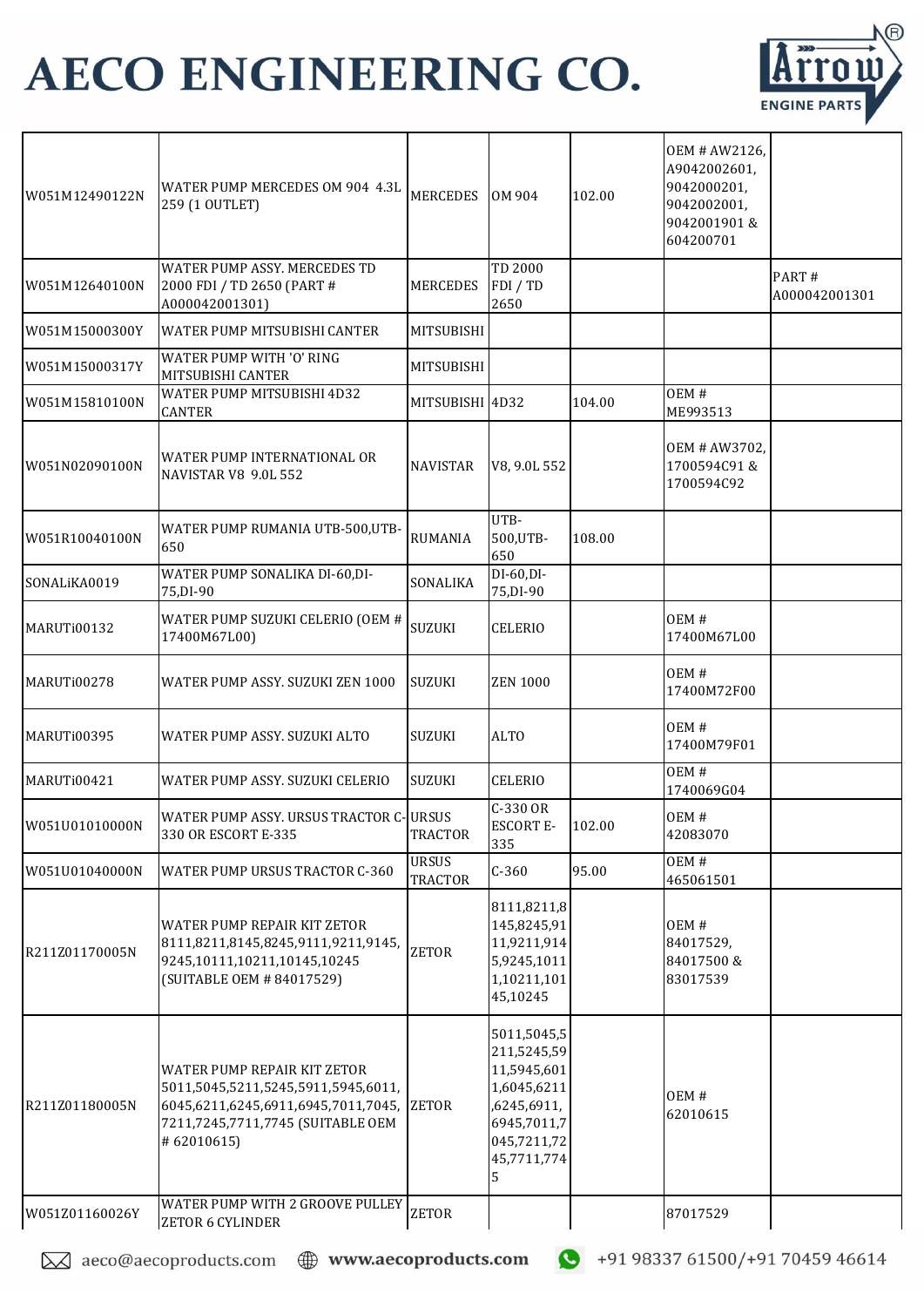# AECO ENGINEERING CO.

| | | | | | | |
|---|---|---|---|---|---|---|
| W051M12490122N | WATER PUMP MERCEDES OM 904 4.3L 259 (1 OUTLET) | MERCEDES | OM 904 | 102.00 | OEM # AW2126, A9042002601, 9042000201, 9042002001, 9042001901 & 604200701 | |
| W051M12640100N | WATER PUMP ASSY. MERCEDES TD 2000 FDI / TD 2650 (PART # A000042001301) | MERCEDES | TD 2000 FDI / TD 2650 | | | PART # A000042001301 |
| W051M15000300Y | WATER PUMP MITSUBISHI CANTER | MITSUBISHI | | | | |
| W051M15000317Y | WATER PUMP WITH 'O' RING MITSUBISHI CANTER | MITSUBISHI | | | | |
| W051M15810100N | WATER PUMP MITSUBISHI 4D32 CANTER | MITSUBISHI | 4D32 | 104.00 | OEM # ME993513 | |
| W051N02090100N | WATER PUMP INTERNATIONAL OR NAVISTAR V8 9.0L 552 | NAVISTAR | V8, 9.0L 552 | | OEM # AW3702, 1700594C91 & 1700594C92 | |
| W051R10040100N | WATER PUMP RUMANIA UTB-500,UTB-650 | RUMANIA | UTB-500,UTB-650 | 108.00 | | |
| SONALiKA0019 | WATER PUMP SONALIKA DI-60,DI-75,DI-90 | SONALIKA | DI-60,DI-75,DI-90 | | | |
| MARUTi00132 | WATER PUMP SUZUKI CELERIO (OEM # 17400M67L00) | SUZUKI | CELERIO | | OEM # 17400M67L00 | |
| MARUTi00278 | WATER PUMP ASSY. SUZUKI ZEN 1000 | SUZUKI | ZEN 1000 | | OEM # 17400M72F00 | |
| MARUTi00395 | WATER PUMP ASSY. SUZUKI ALTO | SUZUKI | ALTO | | OEM # 17400M79F01 | |
| MARUTi00421 | WATER PUMP ASSY. SUZUKI CELERIO | SUZUKI | CELERIO | | OEM # 1740069G04 | |
| W051U01010000N | WATER PUMP ASSY. URSUS TRACTOR C-330 OR ESCORT E-335 | URSUS TRACTOR | C-330 OR ESCORT E-335 | 102.00 | OEM # 42083070 | |
| W051U01040000N | WATER PUMP URSUS TRACTOR C-360 | URSUS TRACTOR | C-360 | 95.00 | OEM # 465061501 | |
| R211Z01170005N | WATER PUMP REPAIR KIT ZETOR 8111,8211,8145,8245,9111,9211,9145, 9245,10111,10211,10145,10245 (SUITABLE OEM # 84017529) | ZETOR | 8111,8211,8145,8245,9111,9211,9145,9245,10111,10211,10145,10245 | | OEM # 84017529, 84017500 & 83017539 | |
| R211Z01180005N | WATER PUMP REPAIR KIT ZETOR 5011,5045,5211,5245,5911,5945,6011, 6045,6211,6245,6911,6945,7011,7045, 7211,7245,7711,7745 (SUITABLE OEM # 62010615) | ZETOR | 5011,5045,5211,5245,5911,5945,6011,6045,6211,6245,6911,6945,7011,7045,7211,7245,7711,7745 | | OEM # 62010615 | |
| W051Z01160026Y | WATER PUMP WITH 2 GROOVE PULLEY ZETOR 6 CYLINDER | ZETOR | | | 87017529 | |

aeco@aecoproducts.com www.aecoproducts.com +91 98337 61500/+91 70459 46614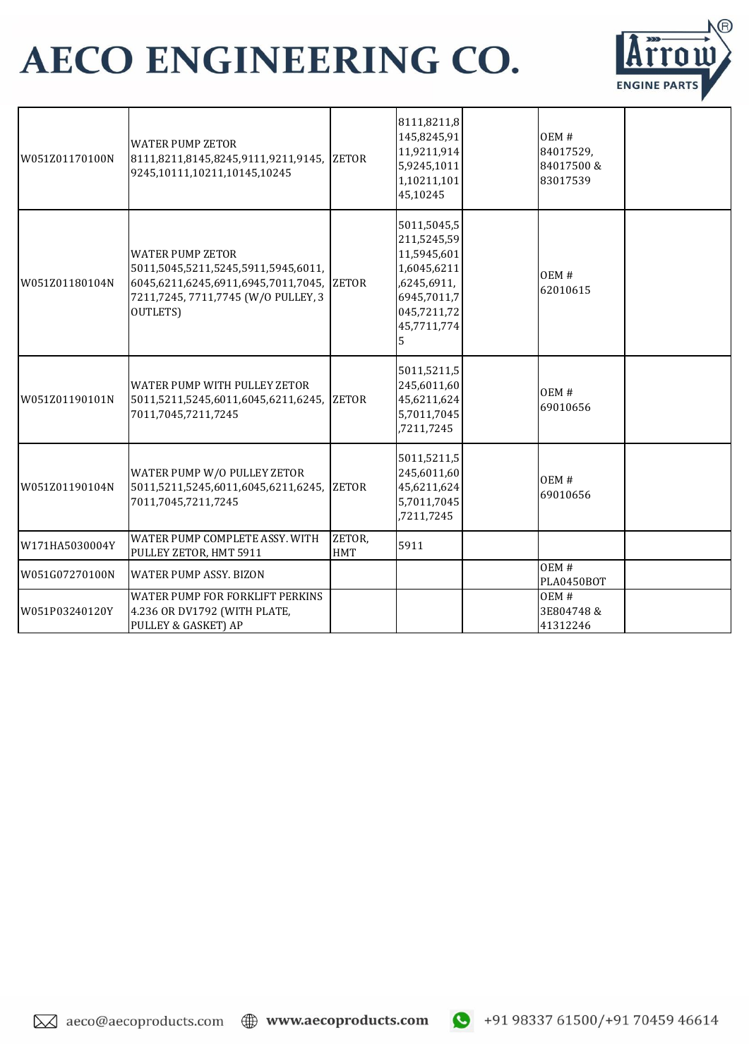# AECO ENGINEERING CO.

| | | | | | | |
|---|---|---|---|---|---|---|
| W051Z01170100N | WATER PUMP ZETOR 8111,8211,8145,8245,9111,9211,9145, 9245,10111,10211,10145,10245 | ZETOR | 8111,8211,8145,8245,9111,9211,9145,9245,10111,10211,10145,10245 | | OEM # 84017529, 84017500 & 83017539 | |
| W051Z01180104N | WATER PUMP ZETOR 5011,5045,5211,5245,5911,5945,6011, 6045,6211,6245,6911,6945,7011,7045, 7211,7245, 7711,7745 (W/O PULLEY, 3 OUTLETS) | ZETOR | 5011,5045,5211,5245,5911,5945,6011,6045,6211,6245,6911,6945,7011,7045,7211,7245,7711,7745 | | OEM # 62010615 | |
| W051Z01190101N | WATER PUMP WITH PULLEY ZETOR 5011,5211,5245,6011,6045,6211,6245, 7011,7045,7211,7245 | ZETOR | 5011,5211,5245,6011,6045,6211,6245,7011,7045,7211,7245 | | OEM # 69010656 | |
| W051Z01190104N | WATER PUMP W/O PULLEY ZETOR 5011,5211,5245,6011,6045,6211,6245, 7011,7045,7211,7245 | ZETOR | 5011,5211,5245,6011,6045,6211,6245,7011,7045,7211,7245 | | OEM # 69010656 | |
| W171HA5030004Y | WATER PUMP COMPLETE ASSY. WITH PULLEY ZETOR, HMT 5911 | ZETOR, HMT | 5911 | | | |
| W051G07270100N | WATER PUMP ASSY. BIZON | | | | OEM # PLA0450BOT | |
| W051P03240120Y | WATER PUMP FOR FORKLIFT PERKINS 4.236 OR DV1792 (WITH PLATE, PULLEY & GASKET) AP | | | | OEM # 3E804748 & 41312246 | |

aeco@aecoproducts.com www.aecoproducts.com +91 98337 61500/+91 70459 46614